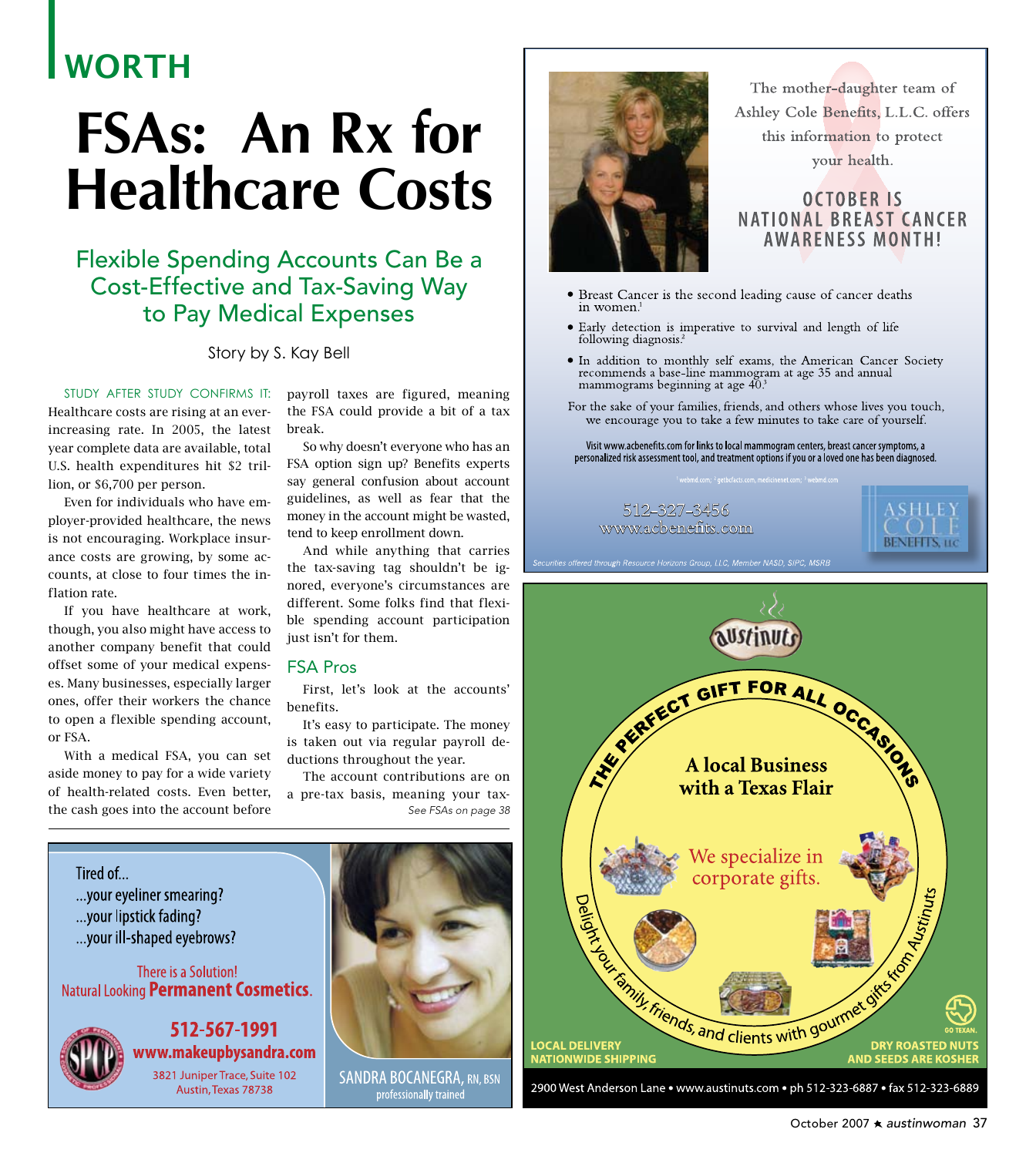WORTH

# FSAs: An Rx for Healthcare Costs

## Flexible Spending Accounts Can Be a Cost-Effective and Tax-Saving Way to Pay Medical Expenses

Story by S. Kay Bell

STUDY AFTER STUDY CONFIRMS IT: Healthcare costs are rising at an ever-increasing rate. In 2005, the latest year complete data are available, total U.S. health expenditures hit $2 trillion, or $6,700 per person.

Even for individuals who have employer-provided healthcare, the news is not encouraging. Workplace insurance costs are growing, by some accounts, at close to four times the inflation rate.

If you have healthcare at work, though, you also might have access to another company benefit that could offset some of your medical expenses. Many businesses, especially larger ones, offer their workers the chance to open a flexible spending account, or FSA.

With a medical FSA, you can set aside money to pay for a wide variety of health-related costs. Even better, the cash goes into the account before payroll taxes are figured, meaning the FSA could provide a bit of a tax break.

So why doesn't everyone who has an FSA option sign up? Benefits experts say general confusion about account guidelines, as well as fear that the money in the account might be wasted, tend to keep enrollment down.

And while anything that carries the tax-saving tag shouldn't be ignored, everyone's circumstances are different. Some folks find that flexible spending account participation just isn't for them.

### FSA Pros

First, let's look at the accounts' benefits.

It's easy to participate. The money is taken out via regular payroll deductions throughout the year.

The account contributions are on a pre-tax basis, meaning your tax-

*See FSAs on page 38*

---

The mother-daughter team of Ashley Cole Benefits, L.L.C. offers this information to protect your health.

**OCTOBER IS NATIONAL BREAST CANCER AWARENESS MONTH!**

- Breast Cancer is the second leading cause of cancer deaths in women.[1]
- Early detection is imperative to survival and length of life following diagnosis.[2]
- In addition to monthly self exams, the American Cancer Society recommends a base-line mammogram at age 35 and annual mammograms beginning at age 40.[3]

For the sake of your families, friends, and others whose lives you touch, we encourage you to take a few minutes to take care of yourself.

Visit www.acbenefits.com for links to local mammogram centers, breast cancer symptoms, a personalized risk assessment tool, and treatment options if you or a loved one has been diagnosed.

[1] webmd.com; [2] getbcfacts.com, medicinenet.com; [3] webmd.com

512-327-3456
www.acbenefits.com

ASHLEY COLE BENEFITS, LLC

*Securities offered through Resource Horizons Group, LLC, Member NASD, SIPC, MSRB*

---

austinuts

THE PERFECT GIFT FOR ALL OCCASIONS

**A local Business with a Texas Flair**

We specialize in corporate gifts.

Delight your family, friends, and clients with gourmet gifts from Austinuts

LOCAL DELIVERY
NATIONWIDE SHIPPING

DRY ROASTED NUTS AND SEEDS ARE KOSHER

GO TEXAN.

2900 West Anderson Lane • www.austinuts.com • ph 512-323-6887 • fax 512-323-6889

---

Tired of...
...your eyeliner smearing?
...your lipstick fading?
...your ill-shaped eyebrows?

There is a Solution!
Natural Looking **Permanent Cosmetics**.

**512-567-1991**
**www.makeupbysandra.com**
3821 Juniper Trace, Suite 102
Austin, Texas 78738

SANDRA BOCANEGRA, RN, BSN
professionally trained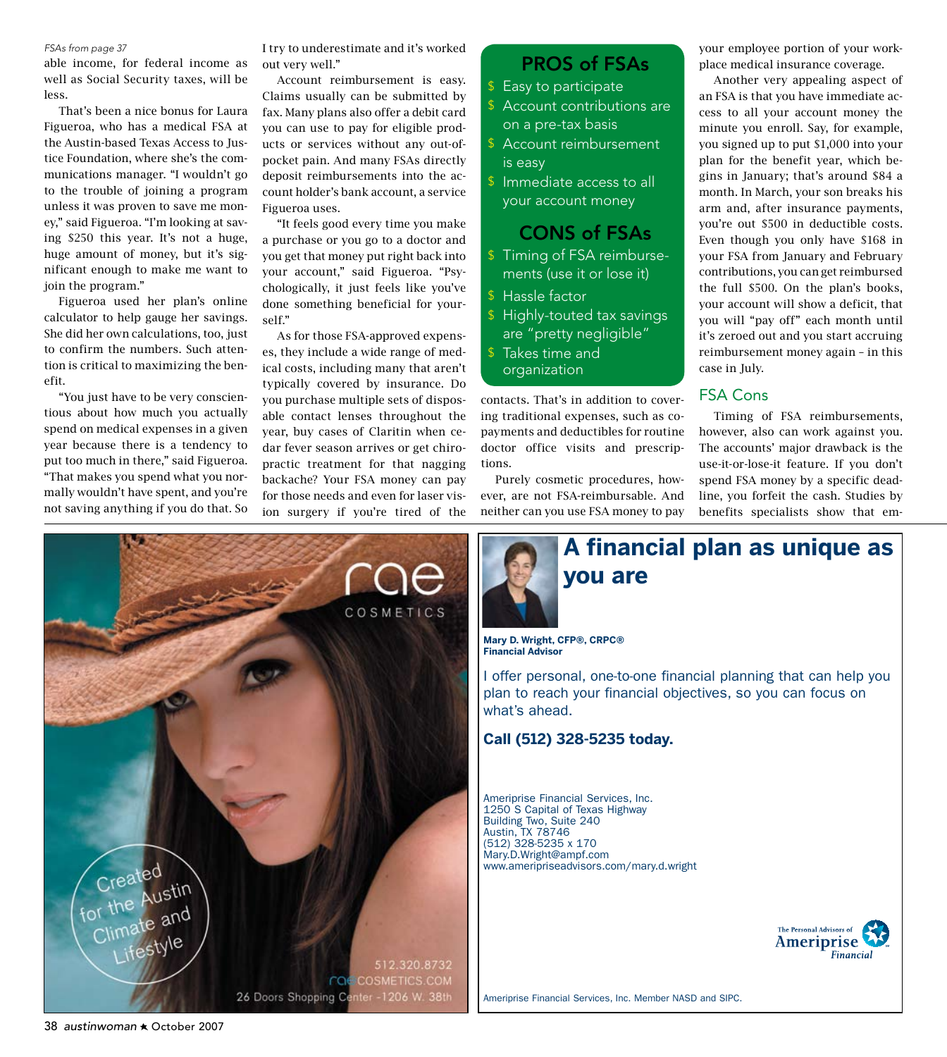*FSAs from page 37*

able income, for federal income as well as Social Security taxes, will be less.

That's been a nice bonus for Laura Figueroa, who has a medical FSA at the Austin-based Texas Access to Justice Foundation, where she's the communications manager. "I wouldn't go to the trouble of joining a program unless it was proven to save me money," said Figueroa. "I'm looking at saving $250 this year. It's not a huge, huge amount of money, but it's significant enough to make me want to join the program."

Figueroa used her plan's online calculator to help gauge her savings. She did her own calculations, too, just to confirm the numbers. Such attention is critical to maximizing the benefit.

"You just have to be very conscientious about how much you actually spend on medical expenses in a given year because there is a tendency to put too much in there," said Figueroa. "That makes you spend what you normally wouldn't have spent, and you're not saving anything if you do that. So I try to underestimate and it's worked out very well."

Account reimbursement is easy. Claims usually can be submitted by fax. Many plans also offer a debit card you can use to pay for eligible products or services without any out-of-pocket pain. And many FSAs directly deposit reimbursements into the account holder's bank account, a service Figueroa uses.

"It feels good every time you make a purchase or you go to a doctor and you get that money put right back into your account," said Figueroa. "Psychologically, it just feels like you've done something beneficial for yourself."

As for those FSA-approved expenses, they include a wide range of medical costs, including many that aren't typically covered by insurance. Do you purchase multiple sets of disposable contact lenses throughout the year, buy cases of Claritin when cedar fever season arrives or get chiropractic treatment for that nagging backache? Your FSA money can pay for those needs and even for laser vision surgery if you're tired of the contacts. That's in addition to covering traditional expenses, such as copayments and deductibles for routine doctor office visits and prescriptions.

Purely cosmetic procedures, however, are not FSA-reimbursable. And neither can you use FSA money to pay your employee portion of your workplace medical insurance coverage.

Another very appealing aspect of an FSA is that you have immediate access to all your account money the minute you enroll. Say, for example, you signed up to put $1,000 into your plan for the benefit year, which begins in January; that's around $84 a month. In March, your son breaks his arm and, after insurance payments, you're out $500 in deductible costs. Even though you only have $168 in your FSA from January and February contributions, you can get reimbursed the full $500. On the plan's books, your account will show a deficit, that you will "pay off" each month until it's zeroed out and you start accruing reimbursement money again – in this case in July.

## PROS of FSAs

- Easy to participate
- Account contributions are on a pre-tax basis
- Account reimbursement is easy
- Immediate access to all your account money

## CONS of FSAs

- Timing of FSA reimbursements (use it or lose it)
- Hassle factor
- Highly-touted tax savings are "pretty negligible"
- Takes time and organization

## FSA Cons

Timing of FSA reimbursements, however, also can work against you. The accounts' major drawback is the use-it-or-lose-it feature. If you don't spend FSA money by a specific deadline, you forfeit the cash. Studies by benefits specialists show that em-

---

rae COSMETICS

Created for the Austin Climate and Lifestyle

512.320.8732
raeCOSMETICS.COM
26 Doors Shopping Center - 1206 W. 38th

---

## A financial plan as unique as you are

**Mary D. Wright, CFP®, CRPC®**
**Financial Advisor**

I offer personal, one-to-one financial planning that can help you plan to reach your financial objectives, so you can focus on what's ahead.

**Call (512) 328-5235 today.**

Ameriprise Financial Services, Inc.
1250 S Capital of Texas Highway
Building Two, Suite 240
Austin, TX 78746
(512) 328-5235 x 170
Mary.D.Wright@ampf.com
www.ameripriseadvisors.com/mary.d.wright

The Personal Advisors of Ameriprise Financial

Ameriprise Financial Services, Inc. Member NASD and SIPC.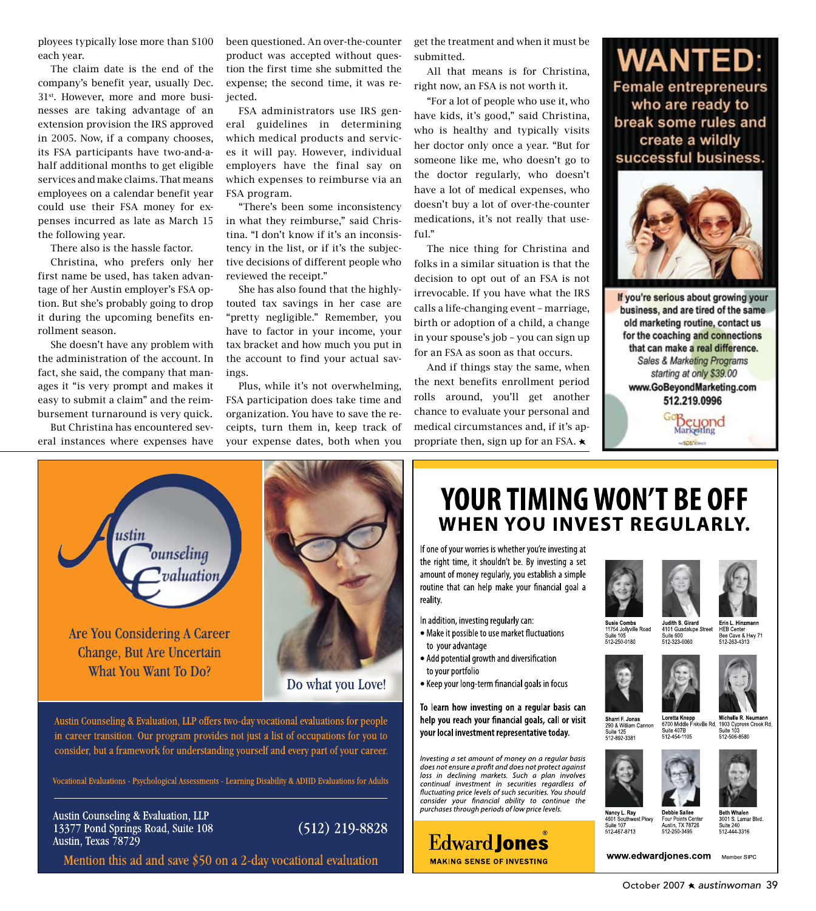ployees typically lose more than $100 each year.

The claim date is the end of the company's benefit year, usually Dec. 31st. However, more and more businesses are taking advantage of an extension provision the IRS approved in 2005. Now, if a company chooses, its FSA participants have two-and-a-half additional months to get eligible services and make claims. That means employees on a calendar benefit year could use their FSA money for expenses incurred as late as March 15 the following year.

There also is the hassle factor.

Christina, who prefers only her first name be used, has taken advantage of her Austin employer's FSA option. But she's probably going to drop it during the upcoming benefits enrollment season.

She doesn't have any problem with the administration of the account. In fact, she said, the company that manages it "is very prompt and makes it easy to submit a claim" and the reimbursement turnaround is very quick.

But Christina has encountered several instances where expenses have been questioned. An over-the-counter product was accepted without question the first time she submitted the expense; the second time, it was rejected.

FSA administrators use IRS general guidelines in determining which medical products and services it will pay. However, individual employers have the final say on which expenses to reimburse via an FSA program.

"There's been some inconsistency in what they reimburse," said Christina. "I don't know if it's an inconsistency in the list, or if it's the subjective decisions of different people who reviewed the receipt."

She has also found that the highly-touted tax savings in her case are "pretty negligible." Remember, you have to factor in your income, your tax bracket and how much you put in the account to find your actual savings.

Plus, while it's not overwhelming, FSA participation does take time and organization. You have to save the receipts, turn them in, keep track of your expense dates, both when you get the treatment and when it must be submitted.

All that means is for Christina, right now, an FSA is not worth it.

"For a lot of people who use it, who have kids, it's good," said Christina, who is healthy and typically visits her doctor only once a year. "But for someone like me, who doesn't go to the doctor regularly, who doesn't have a lot of medical expenses, who doesn't buy a lot of over-the-counter medications, it's not really that useful."

The nice thing for Christina and folks in a similar situation is that the decision to opt out of an FSA is not irrevocable. If you have what the IRS calls a life-changing event – marriage, birth or adoption of a child, a change in your spouse's job – you can sign up for an FSA as soon as that occurs.

And if things stay the same, when the next benefits enrollment period rolls around, you'll get another chance to evaluate your personal and medical circumstances and, if it's appropriate then, sign up for an FSA. ★

---

# WANTED:

**Female entrepreneurs who are ready to break some rules and create a wildly successful business.**

**If you're serious about growing your business, and are tired of the same old marketing routine, contact us for the coaching and connections that can make a real difference.**

*Sales & Marketing Programs starting at only $39.00*

**www.GoBeyondMarketing.com**
**512.219.0996**

GoBeyond Marketing

---

Austin Counseling Evaluation

Are You Considering A Career Change, But Are Uncertain What You Want To Do?

Do what you Love!

Austin Counseling & Evaluation, LLP offers two-day vocational evaluations for people in career transition. Our program provides not just a list of occupations for you to consider, but a framework for understanding yourself and every part of your career.

Vocational Evaluations - Psychological Assessments - Learning Disability & ADHD Evaluations for Adults

Austin Counseling & Evaluation, LLP
13377 Pond Springs Road, Suite 108
Austin, Texas 78729

(512) 219-8828

Mention this ad and save $50 on a 2-day vocational evaluation

---

# YOUR TIMING WON'T BE OFF
## WHEN YOU INVEST REGULARLY.

If one of your worries is whether you're investing at the right time, it shouldn't be. By investing a set amount of money regularly, you establish a simple routine that can help make your financial goal a reality.

In addition, investing regularly can:

- Make it possible to use market fluctuations to your advantage
- Add potential growth and diversification to your portfolio
- Keep your long-term financial goals in focus

**To learn how investing on a regular basis can help you reach your financial goals, call or visit your local investment representative today.**

*Investing a set amount of money on a regular basis does not ensure a profit and does not protect against loss in declining markets. Such a plan involves continual investment in securities regardless of fluctuating price levels of such securities. You should consider your financial ability to continue the purchases through periods of low price levels.*

**Susie Combs**
11754 Jollyville Road
Suite 105
512-250-0180

**Judith S. Girard**
4101 Guadalupe Street
Suite 600
512-323-0060

**Erin L. Hinzmann**
HEB Center
Bee Cave & Hwy 71
512-263-4313

**Sharri F. Jonas**
290 & William Cannon
Suite 125
512-892-3381

**Loretta Knepp**
6700 Middle Fiskville Rd.
Suite 407B
512-454-1105

**Michelle R. Neumann**
1903 Cypress Creek Rd.
Suite 103
512-506-8580

**Nancy L. Ray**
4601 Southwest Pkwy
Suite 107
512-467-8713

**Debbie Sallee**
Four Points Center
Austin, TX 78726
512-250-3495

**Beth Whalen**
3001 S. Lamar Blvd.
Suite 240
512-444-3316

Edward Jones
MAKING SENSE OF INVESTING

**www.edwardjones.com** Member SIPC